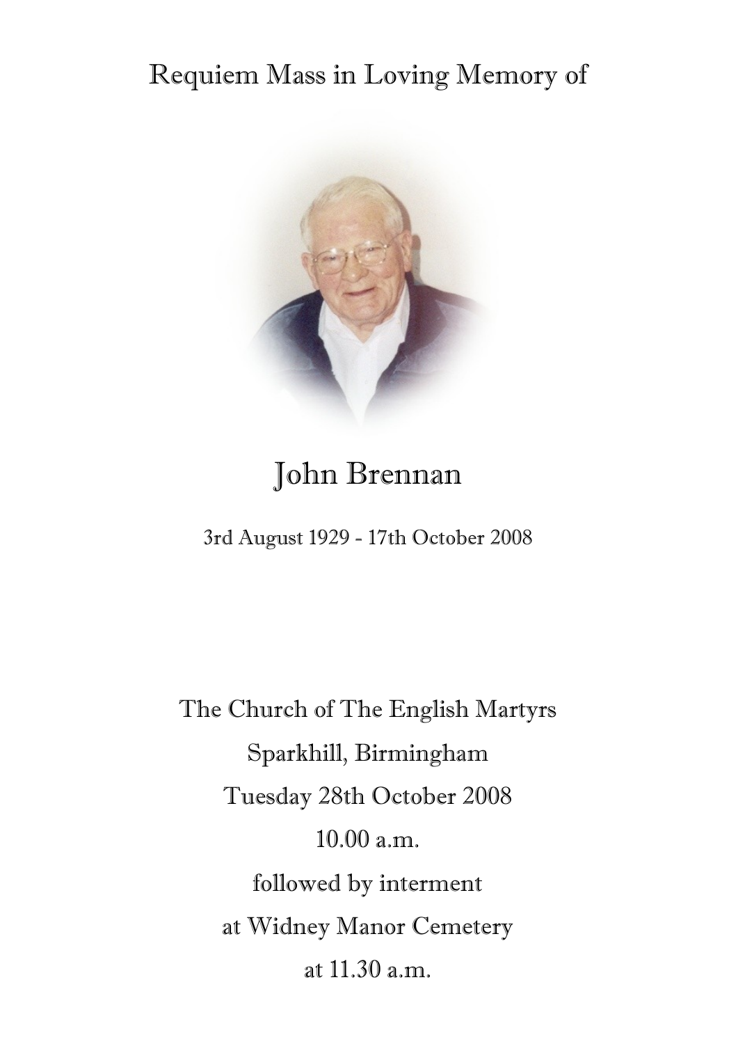Requiem Mass in Loving Memory of

# John Brennan

3rd August 1929 - 17th October 2008

The Church of The English Martyrs

Sparkhill, Birmingham

Tuesday 28th October 2008

10.00 a.m.

followed by interment

at Widney Manor Cemetery

at 11.30 a.m.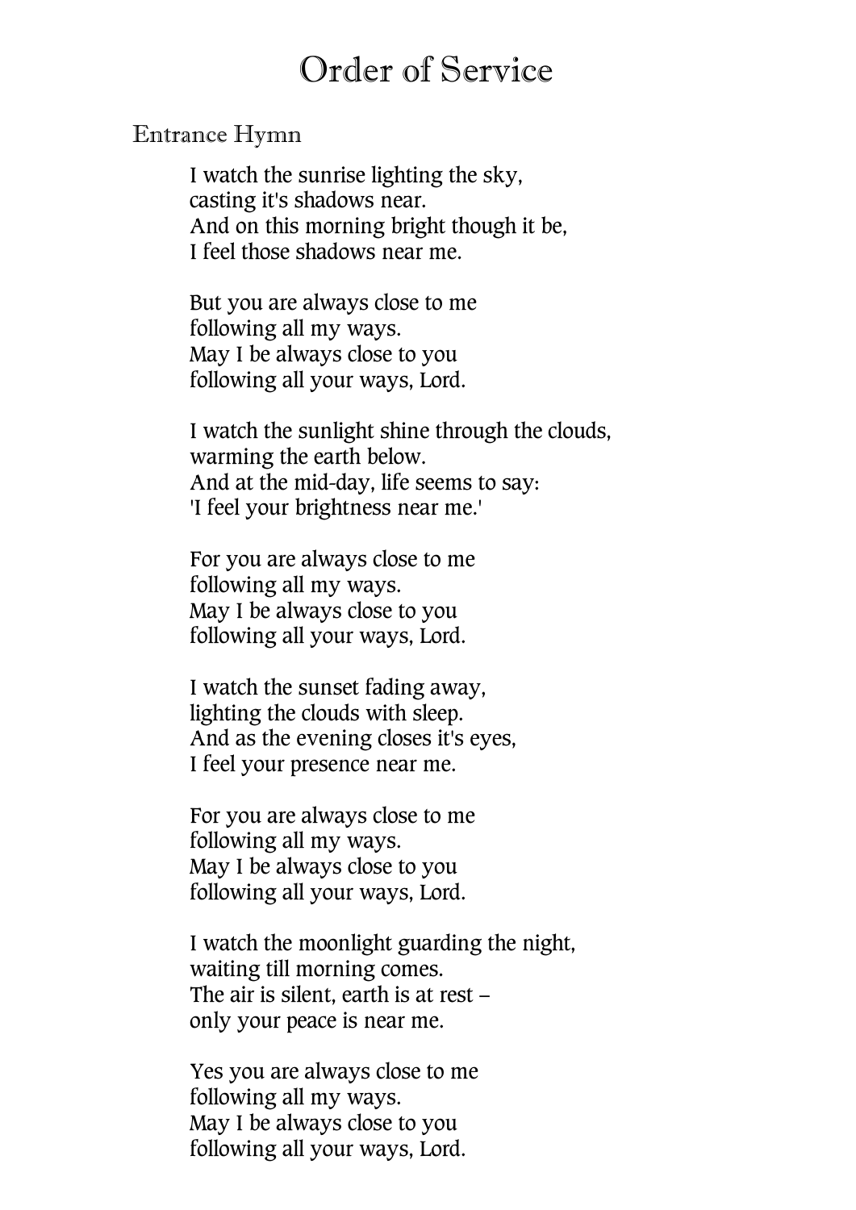# Order of Service

## Entrance Hymn

I watch the sunrise lighting the sky,
casting it's shadows near.
And on this morning bright though it be,
I feel those shadows near me.

But you are always close to me
following all my ways.
May I be always close to you
following all your ways, Lord.

I watch the sunlight shine through the clouds,
warming the earth below.
And at the mid-day, life seems to say:
'I feel your brightness near me.'

For you are always close to me
following all my ways.
May I be always close to you
following all your ways, Lord.

I watch the sunset fading away,
lighting the clouds with sleep.
And as the evening closes it's eyes,
I feel your presence near me.

For you are always close to me
following all my ways.
May I be always close to you
following all your ways, Lord.

I watch the moonlight guarding the night,
waiting till morning comes.
The air is silent, earth is at rest –
only your peace is near me.

Yes you are always close to me
following all my ways.
May I be always close to you
following all your ways, Lord.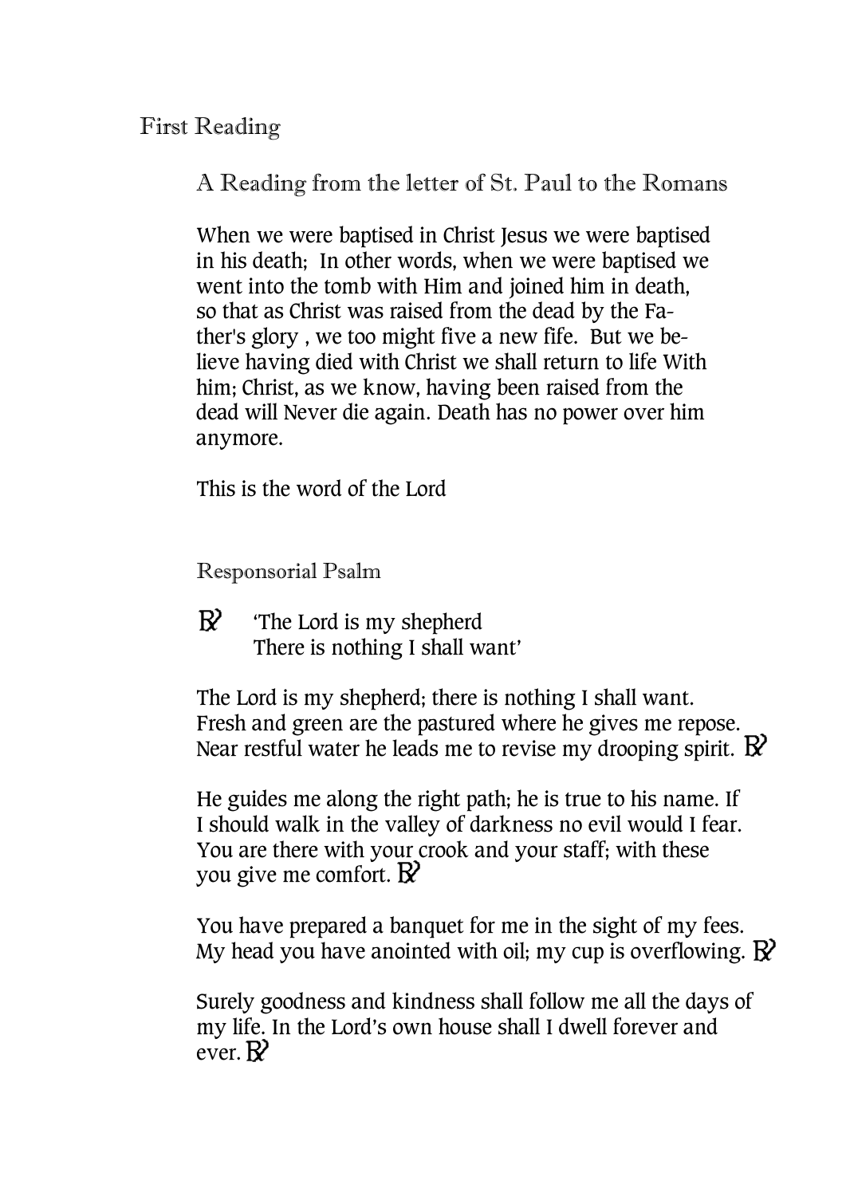## First Reading

### A Reading from the letter of St. Paul to the Romans

When we were baptised in Christ Jesus we were baptised in his death; In other words, when we were baptised we went into the tomb with Him and joined him in death, so that as Christ was raised from the dead by the Father's glory , we too might five a new fife. But we believe having died with Christ we shall return to life With him; Christ, as we know, having been raised from the dead will Never die again. Death has no power over him anymore.

This is the word of the Lord

### Responsorial Psalm

℟ 'The Lord is my shepherd
There is nothing I shall want'

The Lord is my shepherd; there is nothing I shall want.
Fresh and green are the pastured where he gives me repose.
Near restful water he leads me to revise my drooping spirit. ℟

He guides me along the right path; he is true to his name. If I should walk in the valley of darkness no evil would I fear. You are there with your crook and your staff; with these you give me comfort. ℟

You have prepared a banquet for me in the sight of my fees.
My head you have anointed with oil; my cup is overflowing. ℟

Surely goodness and kindness shall follow me all the days of my life. In the Lord's own house shall I dwell forever and ever. ℟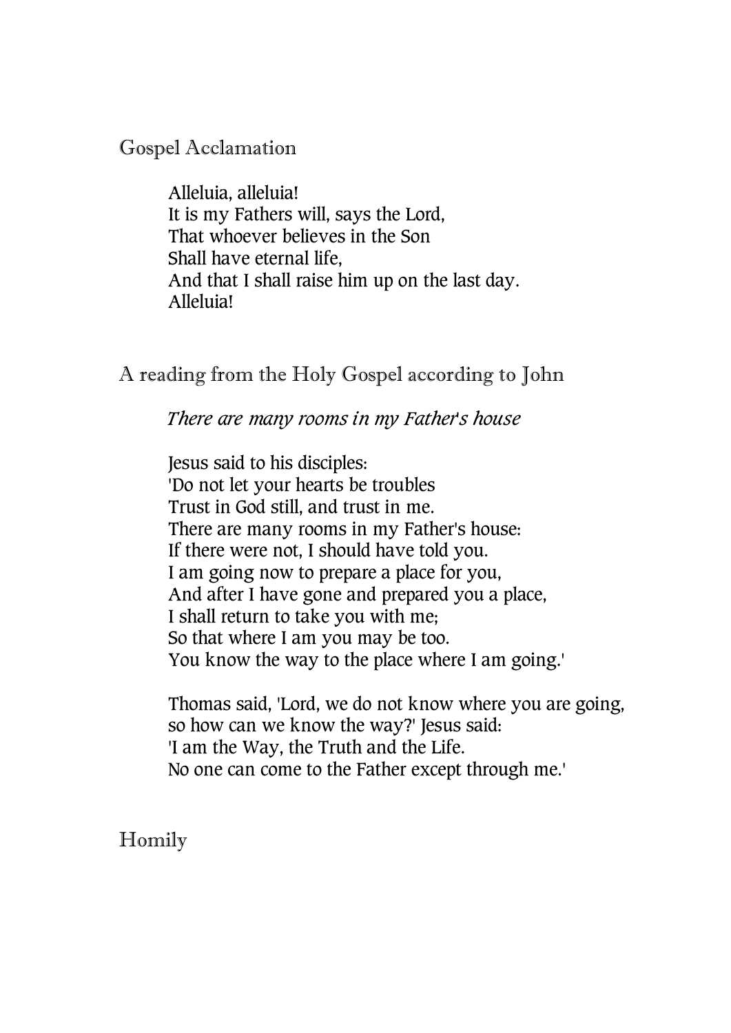## Gospel Acclamation

Alleluia, alleluia!
It is my Fathers will, says the Lord,
That whoever believes in the Son
Shall have eternal life,
And that I shall raise him up on the last day.
Alleluia!

## A reading from the Holy Gospel according to John

*There are many rooms in my Father's house*

Jesus said to his disciples:
'Do not let your hearts be troubles
Trust in God still, and trust in me.
There are many rooms in my Father's house:
If there were not, I should have told you.
I am going now to prepare a place for you,
And after I have gone and prepared you a place,
I shall return to take you with me;
So that where I am you may be too.
You know the way to the place where I am going.'

Thomas said, 'Lord, we do not know where you are going,
so how can we know the way?' Jesus said:
'I am the Way, the Truth and the Life.
No one can come to the Father except through me.'

## Homily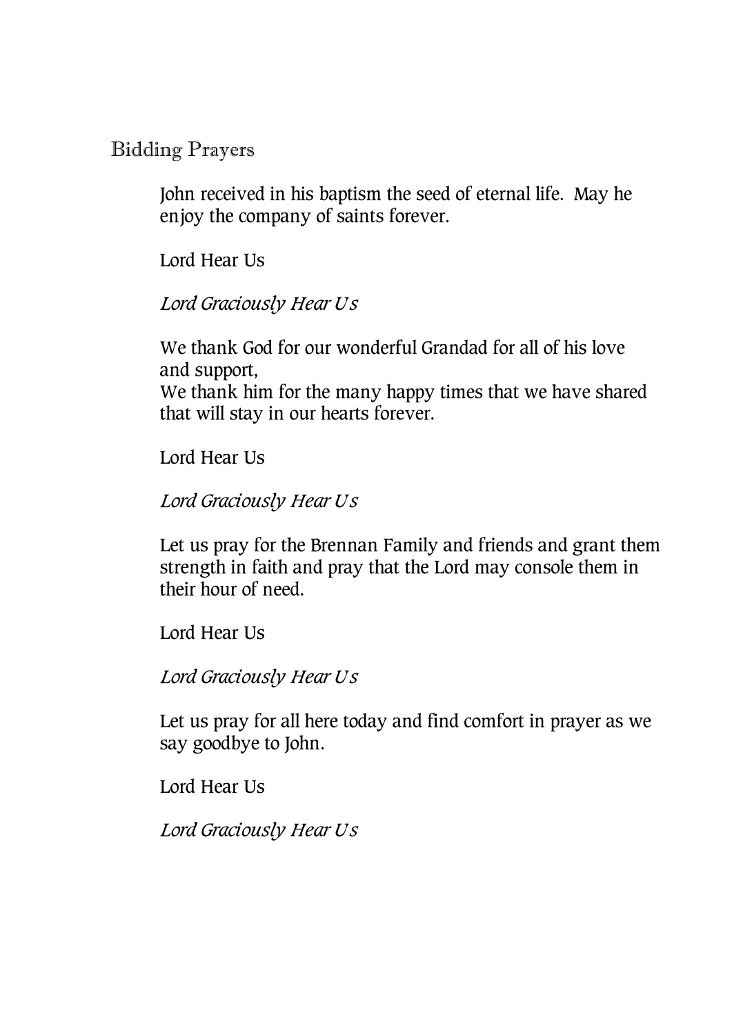## Bidding Prayers

John received in his baptism the seed of eternal life. May he enjoy the company of saints forever.

Lord Hear Us

*Lord Graciously Hear Us*

We thank God for our wonderful Grandad for all of his love and support,
We thank him for the many happy times that we have shared that will stay in our hearts forever.

Lord Hear Us

*Lord Graciously Hear Us*

Let us pray for the Brennan Family and friends and grant them strength in faith and pray that the Lord may console them in their hour of need.

Lord Hear Us

*Lord Graciously Hear Us*

Let us pray for all here today and find comfort in prayer as we say goodbye to John.

Lord Hear Us

*Lord Graciously Hear Us*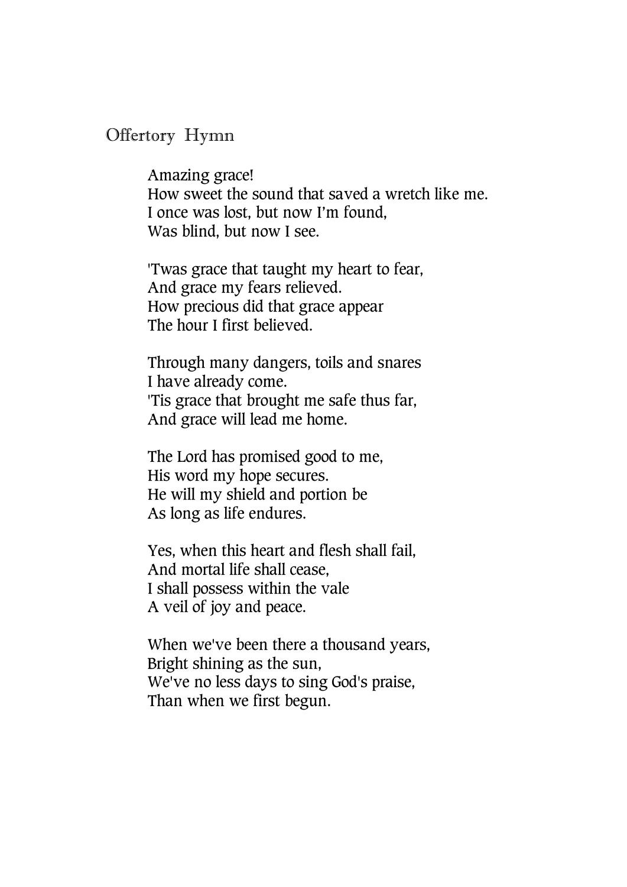## Offertory Hymn

Amazing grace!
How sweet the sound that saved a wretch like me.
I once was lost, but now I'm found,
Was blind, but now I see.

'Twas grace that taught my heart to fear,
And grace my fears relieved.
How precious did that grace appear
The hour I first believed.

Through many dangers, toils and snares
I have already come.
'Tis grace that brought me safe thus far,
And grace will lead me home.

The Lord has promised good to me,
His word my hope secures.
He will my shield and portion be
As long as life endures.

Yes, when this heart and flesh shall fail,
And mortal life shall cease,
I shall possess within the vale
A veil of joy and peace.

When we've been there a thousand years,
Bright shining as the sun,
We've no less days to sing God's praise,
Than when we first begun.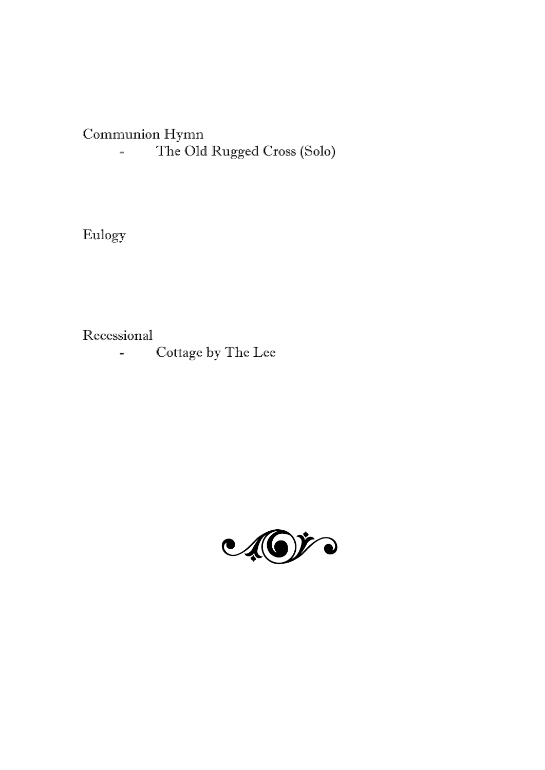Communion Hymn

- The Old Rugged Cross (Solo)

Eulogy

Recessional

- Cottage by The Lee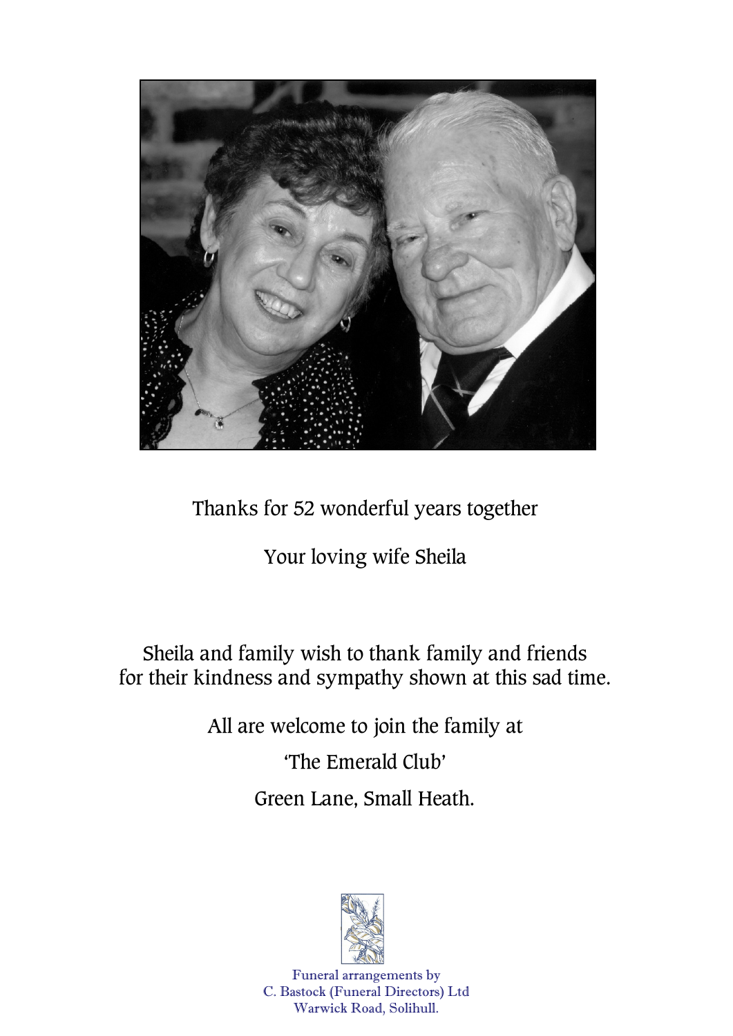Thanks for 52 wonderful years together

Your loving wife Sheila

Sheila and family wish to thank family and friends for their kindness and sympathy shown at this sad time.

All are welcome to join the family at

'The Emerald Club'

Green Lane, Small Heath.

Funeral arrangements by
C. Bastock (Funeral Directors) Ltd
Warwick Road, Solihull.